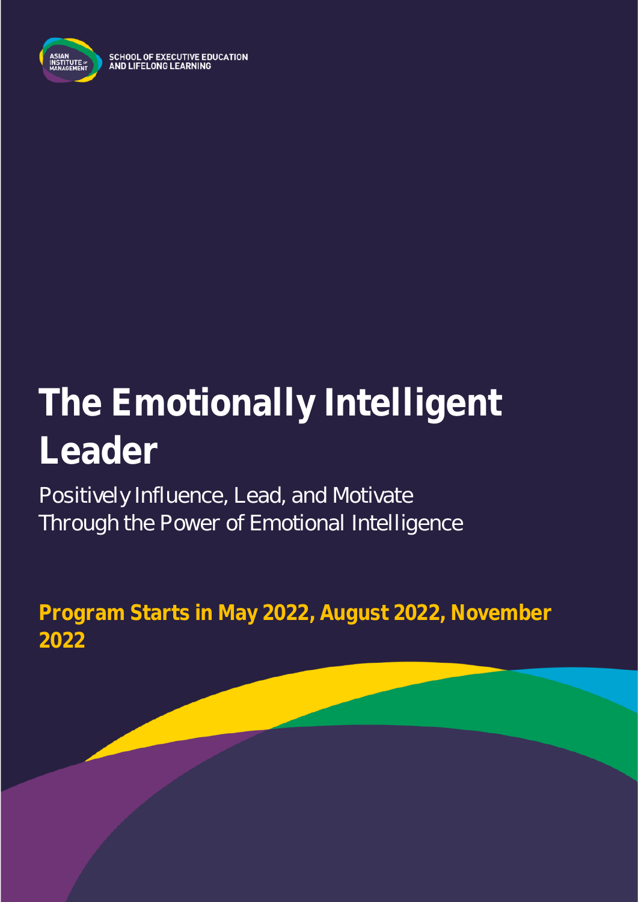SCHOOL OF EXECUTIVE EDUCATION AND LIFELONG LEARNING

# The Emotionally Intelligent Leader

Positively Influence, Lead, and Motivate Through the Power of Emotional Intelligence

**Program Starts in May 2022, August 2022, November 2022**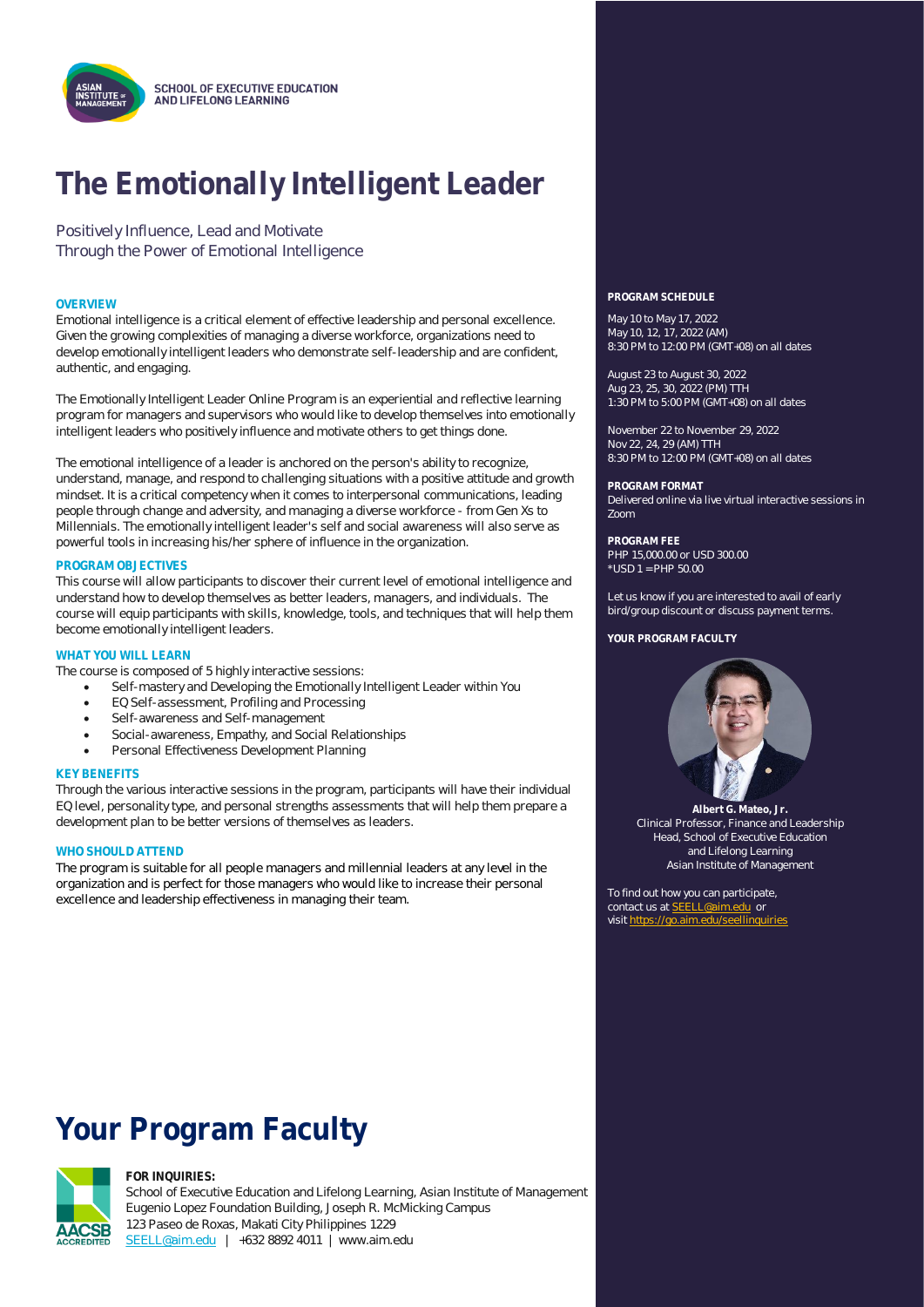SCHOOL OF EXECUTIVE EDUCATION AND LIFELONG LEARNING

# The Emotionally Intelligent Leader

Positively Influence, Lead and Motivate
Through the Power of Emotional Intelligence

### OVERVIEW

Emotional intelligence is a critical element of effective leadership and personal excellence. Given the growing complexities of managing a diverse workforce, organizations need to develop emotionally intelligent leaders who demonstrate self-leadership and are confident, authentic, and engaging.

The Emotionally Intelligent Leader Online Program is an experiential and reflective learning program for managers and supervisors who would like to develop themselves into emotionally intelligent leaders who positively influence and motivate others to get things done.

The emotional intelligence of a leader is anchored on the person's ability to recognize, understand, manage, and respond to challenging situations with a positive attitude and growth mindset. It is a critical competency when it comes to interpersonal communications, leading people through change and adversity, and managing a diverse workforce - from Gen Xs to Millennials. The emotionally intelligent leader's self and social awareness will also serve as powerful tools in increasing his/her sphere of influence in the organization.

### PROGRAM OBJECTIVES

This course will allow participants to discover their current level of emotional intelligence and understand how to develop themselves as better leaders, managers, and individuals. The course will equip participants with skills, knowledge, tools, and techniques that will help them become emotionally intelligent leaders.

### WHAT YOU WILL LEARN

The course is composed of 5 highly interactive sessions:

- Self-mastery and Developing the Emotionally Intelligent Leader within You
- EQ Self-assessment, Profiling and Processing
- Self-awareness and Self-management
- Social-awareness, Empathy, and Social Relationships
- Personal Effectiveness Development Planning

### KEY BENEFITS

Through the various interactive sessions in the program, participants will have their individual EQ level, personality type, and personal strengths assessments that will help them prepare a development plan to be better versions of themselves as leaders.

### WHO SHOULD ATTEND

The program is suitable for all people managers and millennial leaders at any level in the organization and is perfect for those managers who would like to increase their personal excellence and leadership effectiveness in managing their team.

**PROGRAM SCHEDULE**

May 10 to May 17, 2022
May 10, 12, 17, 2022 (AM)
8:30 PM to 12:00 PM (GMT+08) on all dates

August 23 to August 30, 2022
Aug 23, 25, 30, 2022 (PM) TTH
1:30 PM to 5:00 PM (GMT+08) on all dates

November 22 to November 29, 2022
Nov 22, 24, 29 (AM) TTH
8:30 PM to 12:00 PM (GMT+08) on all dates

**PROGRAM FORMAT**
Delivered online via live virtual interactive sessions in Zoom

**PROGRAM FEE**
PHP 15,000.00 or USD 300.00
*USD 1 = PHP 50.00

Let us know if you are interested to avail of early bird/group discount or discuss payment terms.

**YOUR PROGRAM FACULTY**

**Albert G. Mateo, Jr.**
Clinical Professor, Finance and Leadership
Head, School of Executive Education and Lifelong Learning
Asian Institute of Management

To find out how you can participate, contact us at SEELL@aim.edu or visit https://go.aim.edu/seellinquiries

# Your Program Faculty

**FOR INQUIRIES:**
School of Executive Education and Lifelong Learning, Asian Institute of Management
Eugenio Lopez Foundation Building, Joseph R. McMicking Campus
123 Paseo de Roxas, Makati City Philippines 1229
SEELL@aim.edu | +632 8892 4011 | www.aim.edu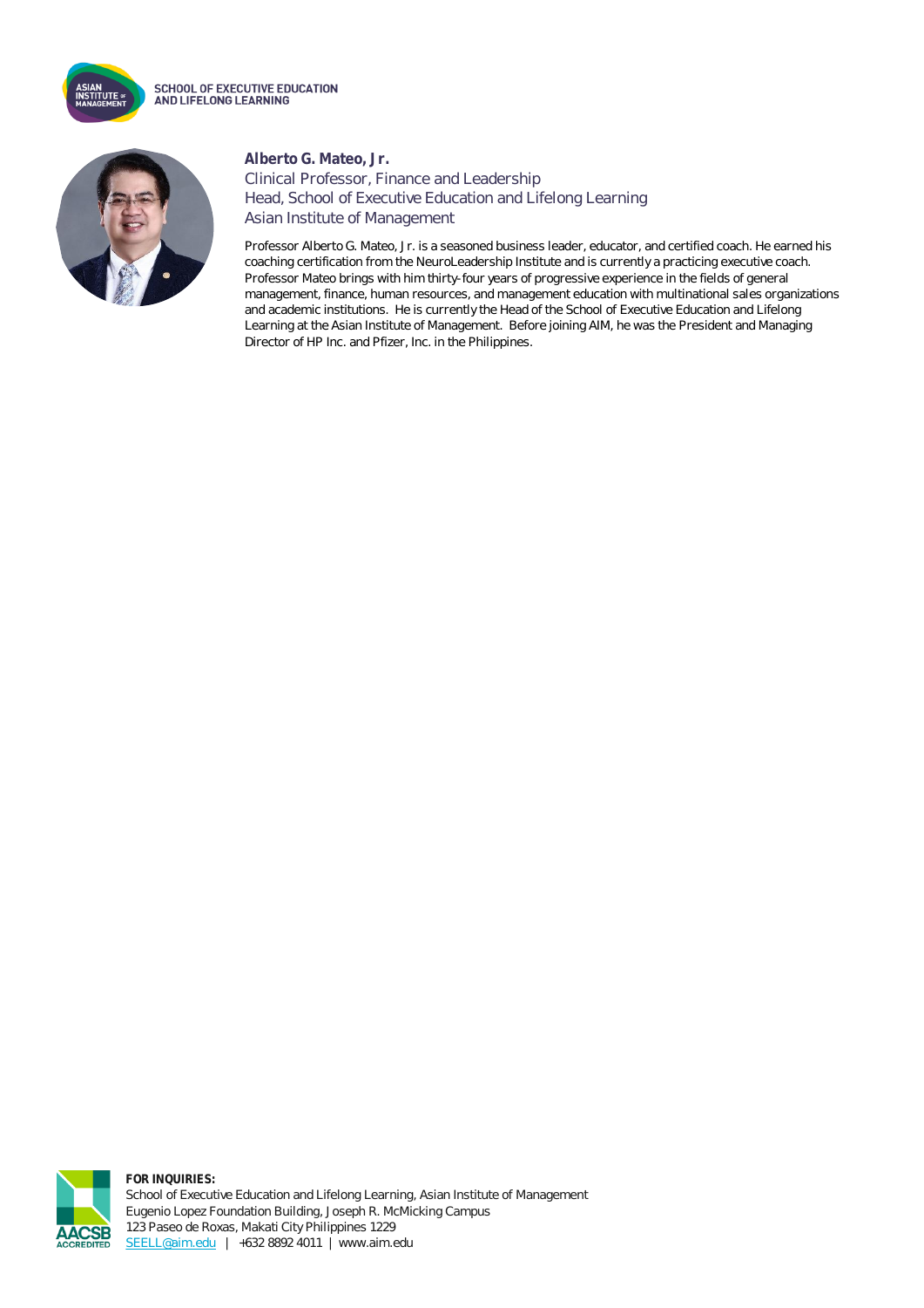**Alberto G. Mateo, Jr.**
Clinical Professor, Finance and Leadership
Head, School of Executive Education and Lifelong Learning
Asian Institute of Management

Professor Alberto G. Mateo, Jr. is a seasoned business leader, educator, and certified coach. He earned his coaching certification from the NeuroLeadership Institute and is currently a practicing executive coach. Professor Mateo brings with him thirty-four years of progressive experience in the fields of general management, finance, human resources, and management education with multinational sales organizations and academic institutions. He is currently the Head of the School of Executive Education and Lifelong Learning at the Asian Institute of Management. Before joining AIM, he was the President and Managing Director of HP Inc. and Pfizer, Inc. in the Philippines.

**FOR INQUIRIES:**
School of Executive Education and Lifelong Learning, Asian Institute of Management
Eugenio Lopez Foundation Building, Joseph R. McMicking Campus
123 Paseo de Roxas, Makati City Philippines 1229
SEELL@aim.edu | +632 8892 4011 | www.aim.edu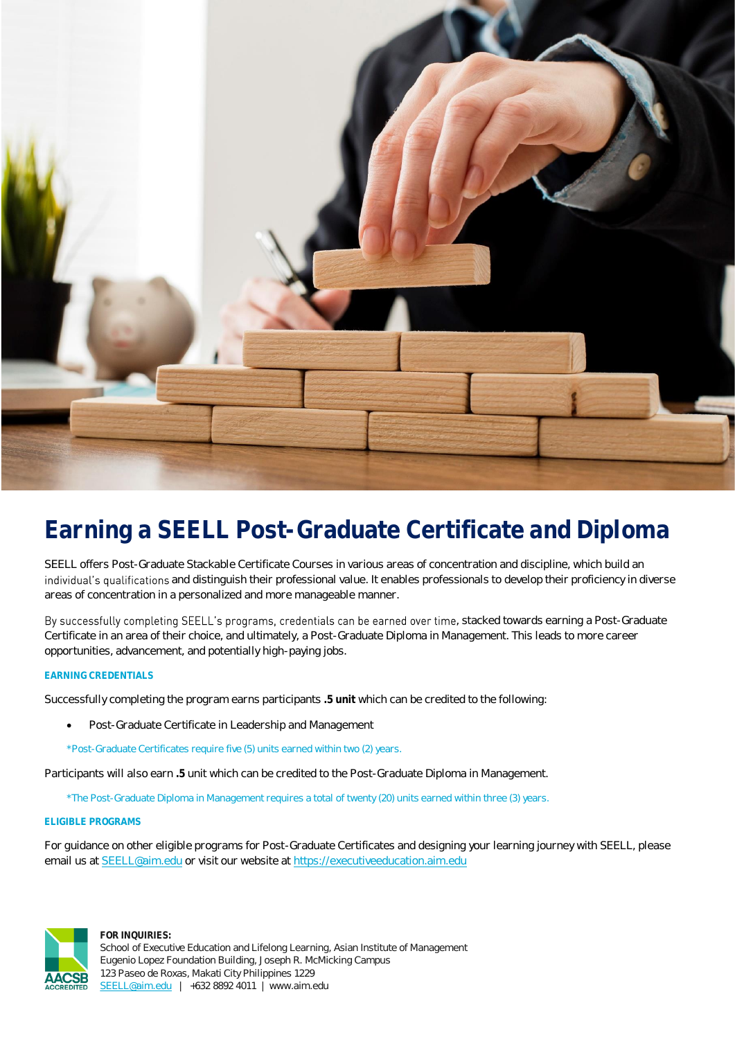# Earning a SEELL Post-Graduate Certificate and Diploma

SEELL offers Post-Graduate Stackable Certificate Courses in various areas of concentration and discipline, which build an individual's qualifications and distinguish their professional value. It enables professionals to develop their proficiency in diverse areas of concentration in a personalized and more manageable manner.

By successfully completing SEELL's programs, credentials can be earned over time, stacked towards earning a Post-Graduate Certificate in an area of their choice, and ultimately, a Post-Graduate Diploma in Management. This leads to more career opportunities, advancement, and potentially high-paying jobs.

### EARNING CREDENTIALS

Successfully completing the program earns participants **.5 unit** which can be credited to the following:

- Post-Graduate Certificate in Leadership and Management

*Post-Graduate Certificates require five (5) units earned within two (2) years.

Participants will also earn **.5** unit which can be credited to the Post-Graduate Diploma in Management.

*The Post-Graduate Diploma in Management requires a total of twenty (20) units earned within three (3) years.

### ELIGIBLE PROGRAMS

For guidance on other eligible programs for Post-Graduate Certificates and designing your learning journey with SEELL, please email us at SEELL@aim.edu or visit our website at https://executiveeducation.aim.edu

AACSB ACCREDITED

**FOR INQUIRIES:**
School of Executive Education and Lifelong Learning, Asian Institute of Management
Eugenio Lopez Foundation Building, Joseph R. McMicking Campus
123 Paseo de Roxas, Makati City Philippines 1229
SEELL@aim.edu | +632 8892 4011 | www.aim.edu